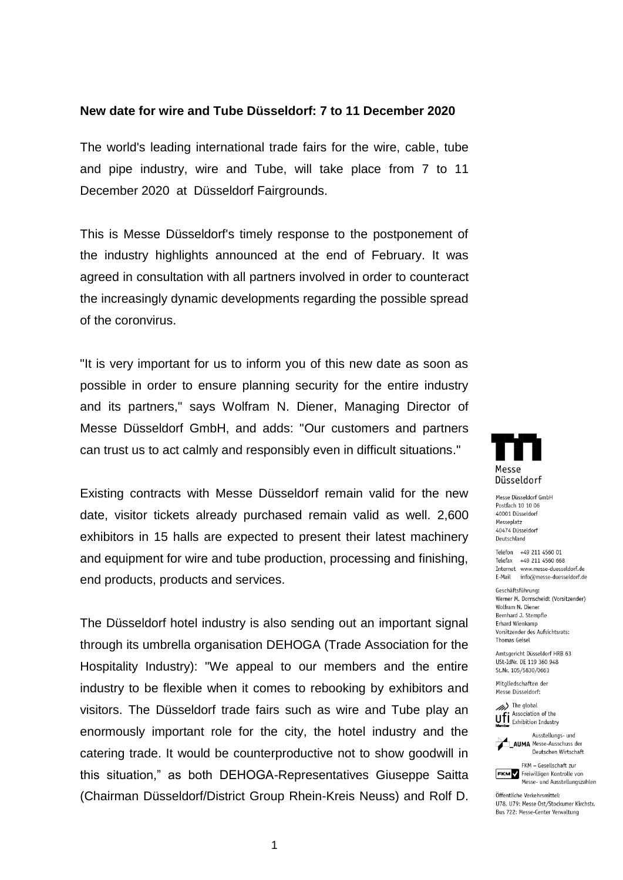**New date for wire and Tube Düsseldorf: 7 to 11 December 2020**

The world's leading international trade fairs for the wire, cable, tube and pipe industry, wire and Tube, will take place from 7 to 11 December 2020 at Düsseldorf Fairgrounds.

This is Messe Düsseldorf's timely response to the postponement of the industry highlights announced at the end of February. It was agreed in consultation with all partners involved in order to counteract the increasingly dynamic developments regarding the possible spread of the coronvirus.

"It is very important for us to inform you of this new date as soon as possible in order to ensure planning security for the entire industry and its partners," says Wolfram N. Diener, Managing Director of Messe Düsseldorf GmbH, and adds: "Our customers and partners can trust us to act calmly and responsibly even in difficult situations."

Existing contracts with Messe Düsseldorf remain valid for the new date, visitor tickets already purchased remain valid as well. 2,600 exhibitors in 15 halls are expected to present their latest machinery and equipment for wire and tube production, processing and finishing, end products, products and services.

The Düsseldorf hotel industry is also sending out an important signal through its umbrella organisation DEHOGA (Trade Association for the Hospitality Industry): "We appeal to our members and the entire industry to be flexible when it comes to rebooking by exhibitors and visitors. The Düsseldorf trade fairs such as wire and Tube play an enormously important role for the city, the hotel industry and the catering trade. It would be counterproductive not to show goodwill in this situation," as both DEHOGA-Representatives Giuseppe Saitta (Chairman Düsseldorf/District Group Rhein-Kreis Neuss) and Rolf D.

Messe Düsseldorf

Messe Düsseldorf GmbH
Postfach 10 10 06
40001 Düsseldorf
Messeplatz
40474 Düsseldorf
Deutschland

Telefon +49 211 4560 01
Telefax +49 211 4560 668
Internet www.messe-duesseldorf.de
E-Mail info@messe-duesseldorf.de

Geschäftsführung:
Werner M. Dornscheidt (Vorsitzender)
Wolfram N. Diener
Bernhard J. Stempfle
Erhard Wienkamp
Vorsitzender des Aufsichtsrats:
Thomas Geisel

Amtsgericht Düsseldorf HRB 63
USt-IdNr. DE 119 360 948
St.Nr. 105/5830/0663

Mitgliedschaften der
Messe Düsseldorf:

The global Association of the Exhibition Industry

Ausstellungs- und Messe-Ausschuss der Deutschen Wirtschaft

FKM – Gesellschaft zur Freiwilligen Kontrolle von Messe- und Ausstellungszahlen

Öffentliche Verkehrsmittel:
U78, U79: Messe Ost/Stockumer Kirchstr.
Bus 722: Messe-Center Verwaltung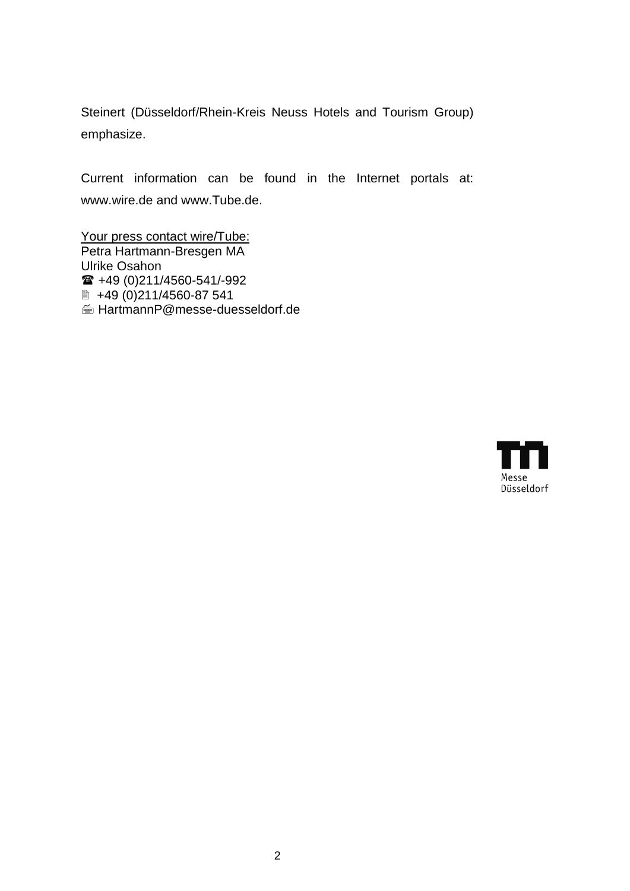Steinert (Düsseldorf/Rhein-Kreis Neuss Hotels and Tourism Group) emphasize.

Current information can be found in the Internet portals at: www.wire.de and www.Tube.de.

Your press contact wire/Tube:
Petra Hartmann-Bresgen MA
Ulrike Osahon
☎ +49 (0)211/4560-541/-992
🖹 +49 (0)211/4560-87 541
🖃 HartmannP@messe-duesseldorf.de

Messe
Düsseldorf